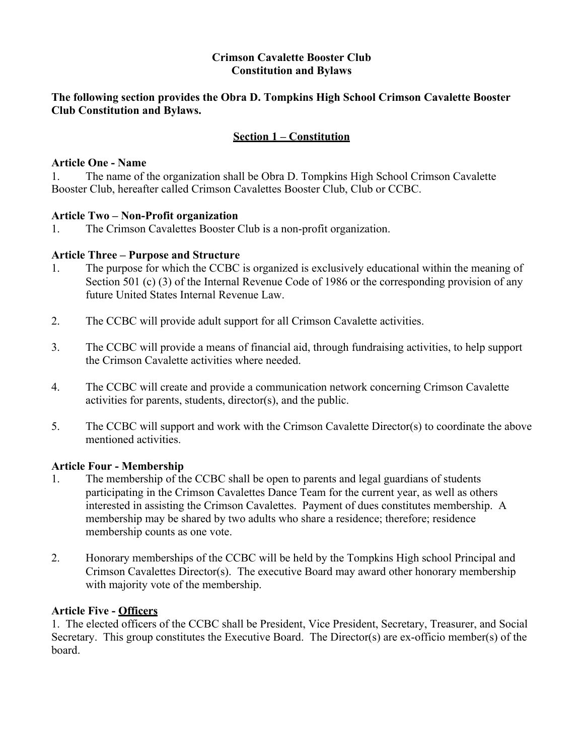# Crimson Cavalette Booster Club
# Constitution and Bylaws

**The following section provides the Obra D. Tompkins High School Crimson Cavalette Booster Club Constitution and Bylaws.**

## Section 1 – Constitution

### Article One - Name

1. The name of the organization shall be Obra D. Tompkins High School Crimson Cavalette Booster Club, hereafter called Crimson Cavalettes Booster Club, Club or CCBC.

### Article Two – Non-Profit organization

1. The Crimson Cavalettes Booster Club is a non-profit organization.

### Article Three – Purpose and Structure

1. The purpose for which the CCBC is organized is exclusively educational within the meaning of Section 501 (c) (3) of the Internal Revenue Code of 1986 or the corresponding provision of any future United States Internal Revenue Law.

2. The CCBC will provide adult support for all Crimson Cavalette activities.

3. The CCBC will provide a means of financial aid, through fundraising activities, to help support the Crimson Cavalette activities where needed.

4. The CCBC will create and provide a communication network concerning Crimson Cavalette activities for parents, students, director(s), and the public.

5. The CCBC will support and work with the Crimson Cavalette Director(s) to coordinate the above mentioned activities.

### Article Four - Membership

1. The membership of the CCBC shall be open to parents and legal guardians of students participating in the Crimson Cavalettes Dance Team for the current year, as well as others interested in assisting the Crimson Cavalettes. Payment of dues constitutes membership. A membership may be shared by two adults who share a residence; therefore; residence membership counts as one vote.

2. Honorary memberships of the CCBC will be held by the Tompkins High school Principal and Crimson Cavalettes Director(s). The executive Board may award other honorary membership with majority vote of the membership.

### Article Five - Officers

1. The elected officers of the CCBC shall be President, Vice President, Secretary, Treasurer, and Social Secretary. This group constitutes the Executive Board. The Director(s) are ex-officio member(s) of the board.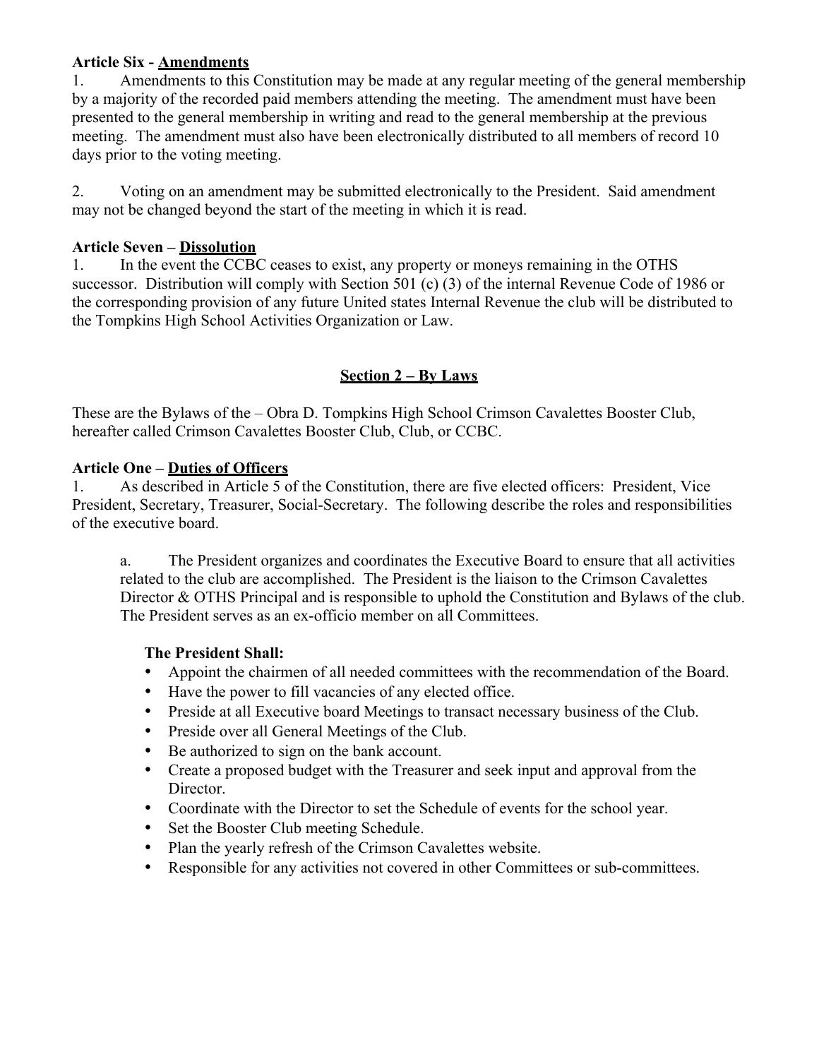**Article Six - Amendments**

1. Amendments to this Constitution may be made at any regular meeting of the general membership by a majority of the recorded paid members attending the meeting. The amendment must have been presented to the general membership in writing and read to the general membership at the previous meeting. The amendment must also have been electronically distributed to all members of record 10 days prior to the voting meeting.

2. Voting on an amendment may be submitted electronically to the President. Said amendment may not be changed beyond the start of the meeting in which it is read.

**Article Seven – Dissolution**

1. In the event the CCBC ceases to exist, any property or moneys remaining in the OTHS successor. Distribution will comply with Section 501 (c) (3) of the internal Revenue Code of 1986 or the corresponding provision of any future United states Internal Revenue the club will be distributed to the Tompkins High School Activities Organization or Law.

## Section 2 – By Laws

These are the Bylaws of the – Obra D. Tompkins High School Crimson Cavalettes Booster Club, hereafter called Crimson Cavalettes Booster Club, Club, or CCBC.

**Article One – Duties of Officers**

1. As described in Article 5 of the Constitution, there are five elected officers: President, Vice President, Secretary, Treasurer, Social-Secretary. The following describe the roles and responsibilities of the executive board.

   a. The President organizes and coordinates the Executive Board to ensure that all activities related to the club are accomplished. The President is the liaison to the Crimson Cavalettes Director & OTHS Principal and is responsible to uphold the Constitution and Bylaws of the club. The President serves as an ex-officio member on all Committees.

   **The President Shall:**

   - Appoint the chairmen of all needed committees with the recommendation of the Board.
   - Have the power to fill vacancies of any elected office.
   - Preside at all Executive board Meetings to transact necessary business of the Club.
   - Preside over all General Meetings of the Club.
   - Be authorized to sign on the bank account.
   - Create a proposed budget with the Treasurer and seek input and approval from the Director.
   - Coordinate with the Director to set the Schedule of events for the school year.
   - Set the Booster Club meeting Schedule.
   - Plan the yearly refresh of the Crimson Cavalettes website.
   - Responsible for any activities not covered in other Committees or sub-committees.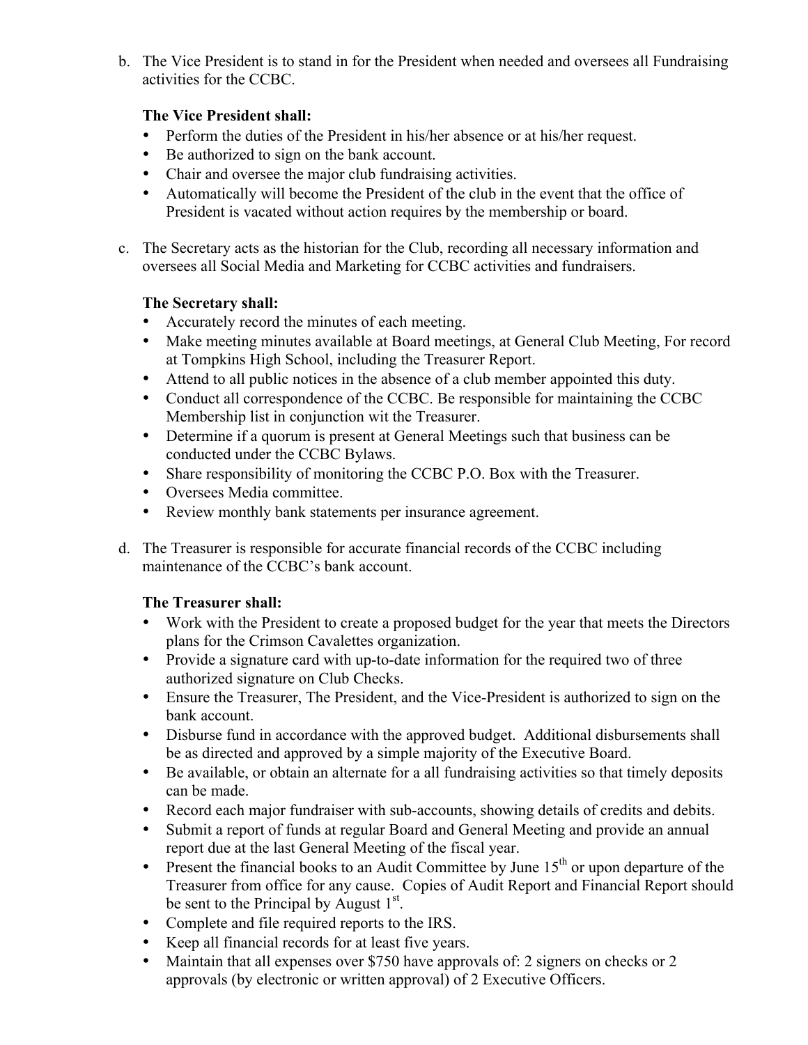b. The Vice President is to stand in for the President when needed and oversees all Fundraising activities for the CCBC.

   **The Vice President shall:**
   - Perform the duties of the President in his/her absence or at his/her request.
   - Be authorized to sign on the bank account.
   - Chair and oversee the major club fundraising activities.
   - Automatically will become the President of the club in the event that the office of President is vacated without action requires by the membership or board.

c. The Secretary acts as the historian for the Club, recording all necessary information and oversees all Social Media and Marketing for CCBC activities and fundraisers.

   **The Secretary shall:**
   - Accurately record the minutes of each meeting.
   - Make meeting minutes available at Board meetings, at General Club Meeting, For record at Tompkins High School, including the Treasurer Report.
   - Attend to all public notices in the absence of a club member appointed this duty.
   - Conduct all correspondence of the CCBC. Be responsible for maintaining the CCBC Membership list in conjunction wit the Treasurer.
   - Determine if a quorum is present at General Meetings such that business can be conducted under the CCBC Bylaws.
   - Share responsibility of monitoring the CCBC P.O. Box with the Treasurer.
   - Oversees Media committee.
   - Review monthly bank statements per insurance agreement.

d. The Treasurer is responsible for accurate financial records of the CCBC including maintenance of the CCBC's bank account.

   **The Treasurer shall:**
   - Work with the President to create a proposed budget for the year that meets the Directors plans for the Crimson Cavalettes organization.
   - Provide a signature card with up-to-date information for the required two of three authorized signature on Club Checks.
   - Ensure the Treasurer, The President, and the Vice-President is authorized to sign on the bank account.
   - Disburse fund in accordance with the approved budget. Additional disbursements shall be as directed and approved by a simple majority of the Executive Board.
   - Be available, or obtain an alternate for a all fundraising activities so that timely deposits can be made.
   - Record each major fundraiser with sub-accounts, showing details of credits and debits.
   - Submit a report of funds at regular Board and General Meeting and provide an annual report due at the last General Meeting of the fiscal year.
   - Present the financial books to an Audit Committee by June 15th or upon departure of the Treasurer from office for any cause. Copies of Audit Report and Financial Report should be sent to the Principal by August 1st.
   - Complete and file required reports to the IRS.
   - Keep all financial records for at least five years.
   - Maintain that all expenses over $750 have approvals of: 2 signers on checks or 2 approvals (by electronic or written approval) of 2 Executive Officers.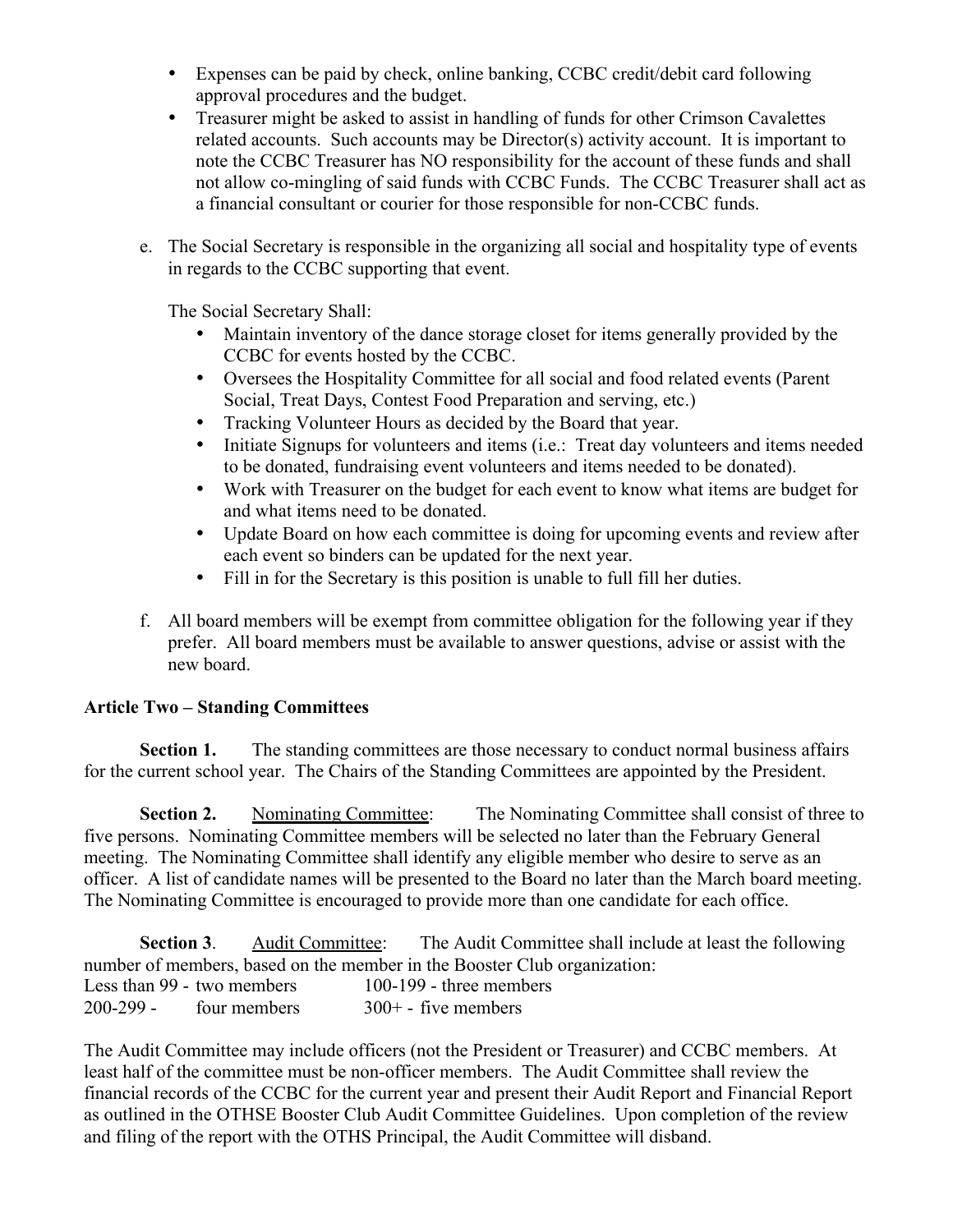- Expenses can be paid by check, online banking, CCBC credit/debit card following approval procedures and the budget.
- Treasurer might be asked to assist in handling of funds for other Crimson Cavalettes related accounts. Such accounts may be Director(s) activity account. It is important to note the CCBC Treasurer has NO responsibility for the account of these funds and shall not allow co-mingling of said funds with CCBC Funds. The CCBC Treasurer shall act as a financial consultant or courier for those responsible for non-CCBC funds.

e. The Social Secretary is responsible in the organizing all social and hospitality type of events in regards to the CCBC supporting that event.

   The Social Secretary Shall:

   - Maintain inventory of the dance storage closet for items generally provided by the CCBC for events hosted by the CCBC.
   - Oversees the Hospitality Committee for all social and food related events (Parent Social, Treat Days, Contest Food Preparation and serving, etc.)
   - Tracking Volunteer Hours as decided by the Board that year.
   - Initiate Signups for volunteers and items (i.e.: Treat day volunteers and items needed to be donated, fundraising event volunteers and items needed to be donated).
   - Work with Treasurer on the budget for each event to know what items are budget for and what items need to be donated.
   - Update Board on how each committee is doing for upcoming events and review after each event so binders can be updated for the next year.
   - Fill in for the Secretary is this position is unable to full fill her duties.

f. All board members will be exempt from committee obligation for the following year if they prefer. All board members must be available to answer questions, advise or assist with the new board.

**Article Two – Standing Committees**

**Section 1.** The standing committees are those necessary to conduct normal business affairs for the current school year. The Chairs of the Standing Committees are appointed by the President.

**Section 2.** Nominating Committee: The Nominating Committee shall consist of three to five persons. Nominating Committee members will be selected no later than the February General meeting. The Nominating Committee shall identify any eligible member who desire to serve as an officer. A list of candidate names will be presented to the Board no later than the March board meeting. The Nominating Committee is encouraged to provide more than one candidate for each office.

**Section 3**. Audit Committee: The Audit Committee shall include at least the following number of members, based on the member in the Booster Club organization:

Less than 99 - two members    100-199 - three members
200-299 - four members    300+ - five members

The Audit Committee may include officers (not the President or Treasurer) and CCBC members. At least half of the committee must be non-officer members. The Audit Committee shall review the financial records of the CCBC for the current year and present their Audit Report and Financial Report as outlined in the OTHSE Booster Club Audit Committee Guidelines. Upon completion of the review and filing of the report with the OTHS Principal, the Audit Committee will disband.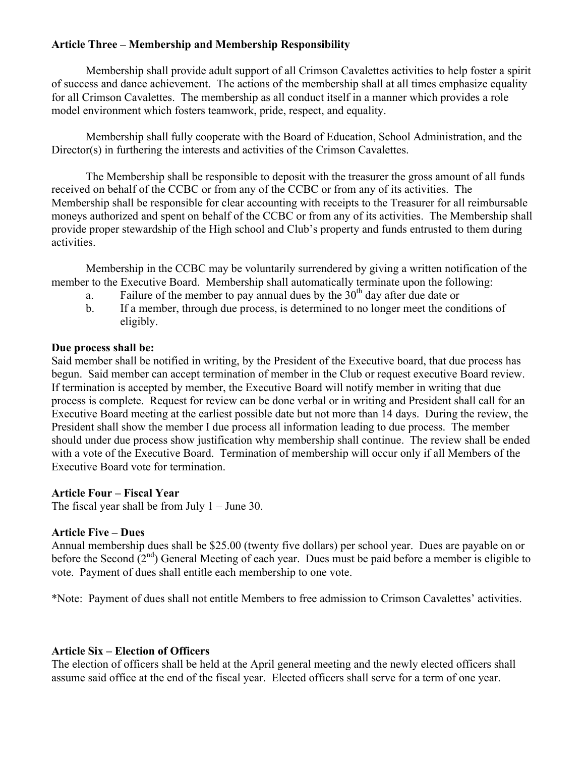**Article Three – Membership and Membership Responsibility**

Membership shall provide adult support of all Crimson Cavalettes activities to help foster a spirit of success and dance achievement. The actions of the membership shall at all times emphasize equality for all Crimson Cavalettes. The membership as all conduct itself in a manner which provides a role model environment which fosters teamwork, pride, respect, and equality.

Membership shall fully cooperate with the Board of Education, School Administration, and the Director(s) in furthering the interests and activities of the Crimson Cavalettes.

The Membership shall be responsible to deposit with the treasurer the gross amount of all funds received on behalf of the CCBC or from any of the CCBC or from any of its activities. The Membership shall be responsible for clear accounting with receipts to the Treasurer for all reimbursable moneys authorized and spent on behalf of the CCBC or from any of its activities. The Membership shall provide proper stewardship of the High school and Club's property and funds entrusted to them during activities.

Membership in the CCBC may be voluntarily surrendered by giving a written notification of the member to the Executive Board. Membership shall automatically terminate upon the following:

a. Failure of the member to pay annual dues by the 30th day after due date or
b. If a member, through due process, is determined to no longer meet the conditions of eligibly.

**Due process shall be:**
Said member shall be notified in writing, by the President of the Executive board, that due process has begun. Said member can accept termination of member in the Club or request executive Board review. If termination is accepted by member, the Executive Board will notify member in writing that due process is complete. Request for review can be done verbal or in writing and President shall call for an Executive Board meeting at the earliest possible date but not more than 14 days. During the review, the President shall show the member I due process all information leading to due process. The member should under due process show justification why membership shall continue. The review shall be ended with a vote of the Executive Board. Termination of membership will occur only if all Members of the Executive Board vote for termination.

**Article Four – Fiscal Year**
The fiscal year shall be from July 1 – June 30.

**Article Five – Dues**
Annual membership dues shall be $25.00 (twenty five dollars) per school year. Dues are payable on or before the Second (2nd) General Meeting of each year. Dues must be paid before a member is eligible to vote. Payment of dues shall entitle each membership to one vote.

*Note: Payment of dues shall not entitle Members to free admission to Crimson Cavalettes' activities.

**Article Six – Election of Officers**
The election of officers shall be held at the April general meeting and the newly elected officers shall assume said office at the end of the fiscal year. Elected officers shall serve for a term of one year.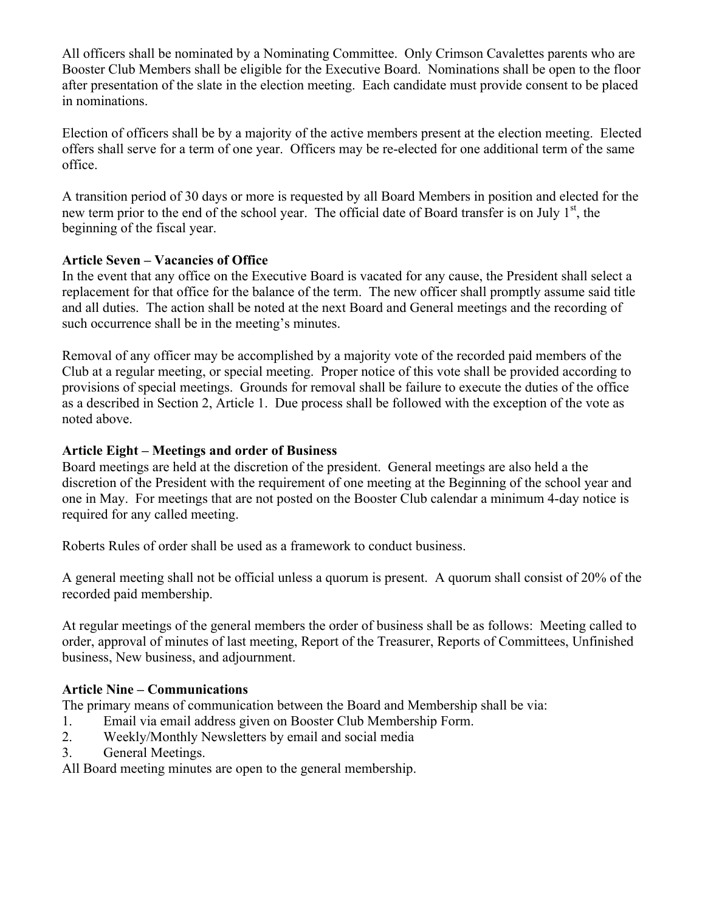All officers shall be nominated by a Nominating Committee. Only Crimson Cavalettes parents who are Booster Club Members shall be eligible for the Executive Board. Nominations shall be open to the floor after presentation of the slate in the election meeting. Each candidate must provide consent to be placed in nominations.

Election of officers shall be by a majority of the active members present at the election meeting. Elected offers shall serve for a term of one year. Officers may be re-elected for one additional term of the same office.

A transition period of 30 days or more is requested by all Board Members in position and elected for the new term prior to the end of the school year. The official date of Board transfer is on July 1st, the beginning of the fiscal year.

**Article Seven – Vacancies of Office**

In the event that any office on the Executive Board is vacated for any cause, the President shall select a replacement for that office for the balance of the term. The new officer shall promptly assume said title and all duties. The action shall be noted at the next Board and General meetings and the recording of such occurrence shall be in the meeting's minutes.

Removal of any officer may be accomplished by a majority vote of the recorded paid members of the Club at a regular meeting, or special meeting. Proper notice of this vote shall be provided according to provisions of special meetings. Grounds for removal shall be failure to execute the duties of the office as a described in Section 2, Article 1. Due process shall be followed with the exception of the vote as noted above.

**Article Eight – Meetings and order of Business**

Board meetings are held at the discretion of the president. General meetings are also held a the discretion of the President with the requirement of one meeting at the Beginning of the school year and one in May. For meetings that are not posted on the Booster Club calendar a minimum 4-day notice is required for any called meeting.

Roberts Rules of order shall be used as a framework to conduct business.

A general meeting shall not be official unless a quorum is present. A quorum shall consist of 20% of the recorded paid membership.

At regular meetings of the general members the order of business shall be as follows: Meeting called to order, approval of minutes of last meeting, Report of the Treasurer, Reports of Committees, Unfinished business, New business, and adjournment.

**Article Nine – Communications**

The primary means of communication between the Board and Membership shall be via:

1. Email via email address given on Booster Club Membership Form.
2. Weekly/Monthly Newsletters by email and social media
3. General Meetings.

All Board meeting minutes are open to the general membership.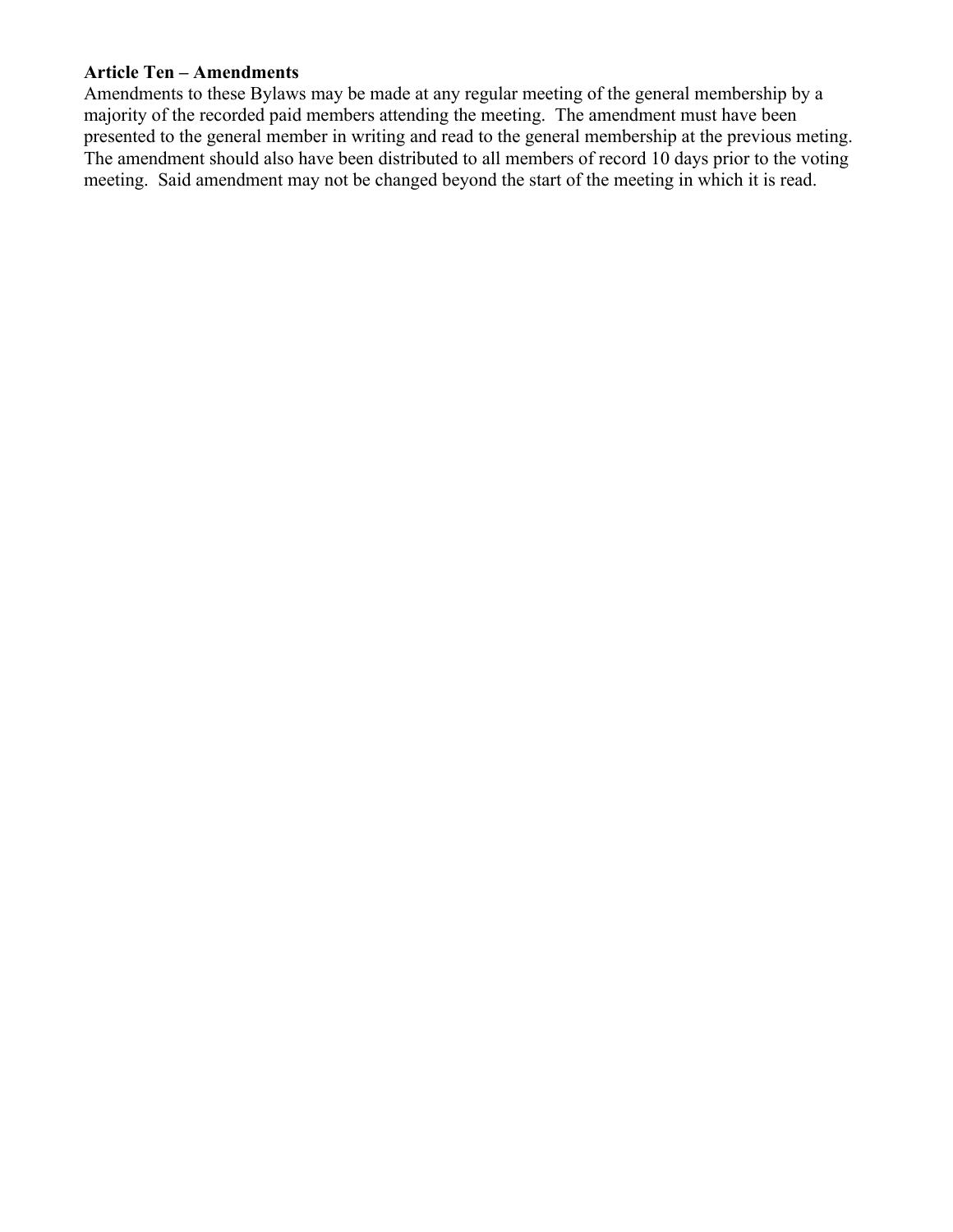**Article Ten – Amendments**

Amendments to these Bylaws may be made at any regular meeting of the general membership by a majority of the recorded paid members attending the meeting. The amendment must have been presented to the general member in writing and read to the general membership at the previous meting. The amendment should also have been distributed to all members of record 10 days prior to the voting meeting. Said amendment may not be changed beyond the start of the meeting in which it is read.